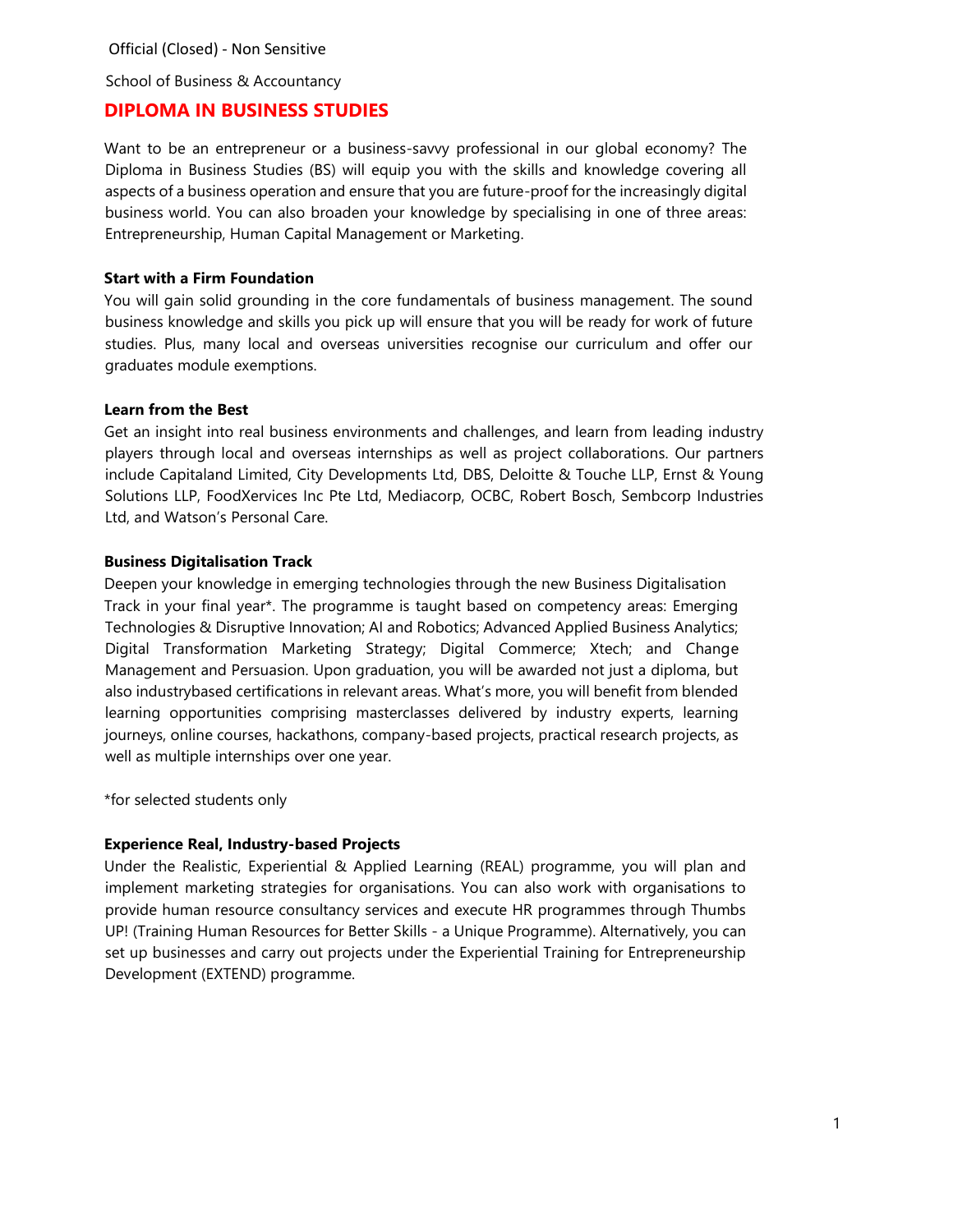Official (Closed) - Non Sensitive

School of Business & Accountancy

# DIPLOMA IN BUSINESS STUDIES

Want to be an entrepreneur or a business-savvy professional in our global economy? The Diploma in Business Studies (BS) will equip you with the skills and knowledge covering all aspects of a business operation and ensure that you are future-proof for the increasingly digital business world. You can also broaden your knowledge by specialising in one of three areas: Entrepreneurship, Human Capital Management or Marketing.

**Start with a Firm Foundation**

You will gain solid grounding in the core fundamentals of business management. The sound business knowledge and skills you pick up will ensure that you will be ready for work of future studies. Plus, many local and overseas universities recognise our curriculum and offer our graduates module exemptions.

**Learn from the Best**

Get an insight into real business environments and challenges, and learn from leading industry players through local and overseas internships as well as project collaborations. Our partners include Capitaland Limited, City Developments Ltd, DBS, Deloitte & Touche LLP, Ernst & Young Solutions LLP, FoodXervices Inc Pte Ltd, Mediacorp, OCBC, Robert Bosch, Sembcorp Industries Ltd, and Watson's Personal Care.

**Business Digitalisation Track**

Deepen your knowledge in emerging technologies through the new Business Digitalisation Track in your final year*. The programme is taught based on competency areas: Emerging Technologies & Disruptive Innovation; AI and Robotics; Advanced Applied Business Analytics; Digital Transformation Marketing Strategy; Digital Commerce; Xtech; and Change Management and Persuasion. Upon graduation, you will be awarded not just a diploma, but also industrybased certifications in relevant areas. What's more, you will benefit from blended learning opportunities comprising masterclasses delivered by industry experts, learning journeys, online courses, hackathons, company-based projects, practical research projects, as well as multiple internships over one year.

*for selected students only

**Experience Real, Industry-based Projects**

Under the Realistic, Experiential & Applied Learning (REAL) programme, you will plan and implement marketing strategies for organisations. You can also work with organisations to provide human resource consultancy services and execute HR programmes through Thumbs UP! (Training Human Resources for Better Skills - a Unique Programme). Alternatively, you can set up businesses and carry out projects under the Experiential Training for Entrepreneurship Development (EXTEND) programme.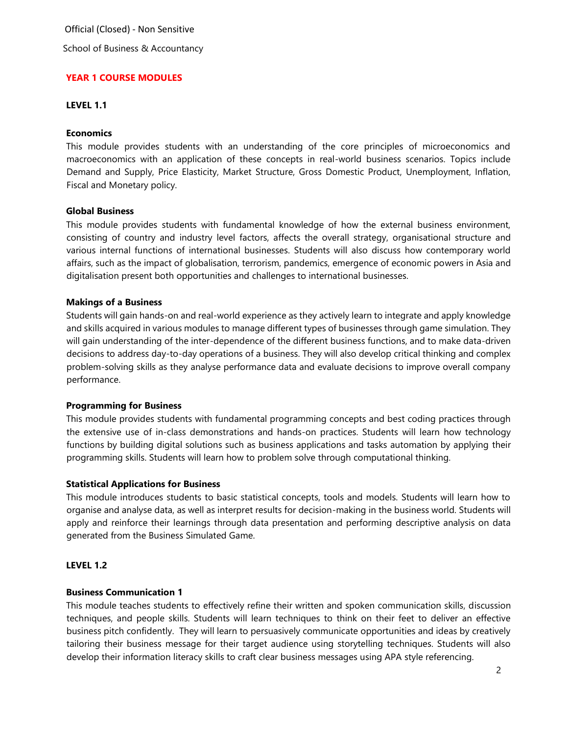## YEAR 1 COURSE MODULES

### LEVEL 1.1

**Economics**

This module provides students with an understanding of the core principles of microeconomics and macroeconomics with an application of these concepts in real-world business scenarios. Topics include Demand and Supply, Price Elasticity, Market Structure, Gross Domestic Product, Unemployment, Inflation, Fiscal and Monetary policy.

**Global Business**

This module provides students with fundamental knowledge of how the external business environment, consisting of country and industry level factors, affects the overall strategy, organisational structure and various internal functions of international businesses. Students will also discuss how contemporary world affairs, such as the impact of globalisation, terrorism, pandemics, emergence of economic powers in Asia and digitalisation present both opportunities and challenges to international businesses.

**Makings of a Business**

Students will gain hands-on and real-world experience as they actively learn to integrate and apply knowledge and skills acquired in various modules to manage different types of businesses through game simulation. They will gain understanding of the inter-dependence of the different business functions, and to make data-driven decisions to address day-to-day operations of a business. They will also develop critical thinking and complex problem-solving skills as they analyse performance data and evaluate decisions to improve overall company performance.

**Programming for Business**

This module provides students with fundamental programming concepts and best coding practices through the extensive use of in-class demonstrations and hands-on practices. Students will learn how technology functions by building digital solutions such as business applications and tasks automation by applying their programming skills. Students will learn how to problem solve through computational thinking.

**Statistical Applications for Business**

This module introduces students to basic statistical concepts, tools and models. Students will learn how to organise and analyse data, as well as interpret results for decision-making in the business world. Students will apply and reinforce their learnings through data presentation and performing descriptive analysis on data generated from the Business Simulated Game.

### LEVEL 1.2

**Business Communication 1**

This module teaches students to effectively refine their written and spoken communication skills, discussion techniques, and people skills. Students will learn techniques to think on their feet to deliver an effective business pitch confidently. They will learn to persuasively communicate opportunities and ideas by creatively tailoring their business message for their target audience using storytelling techniques. Students will also develop their information literacy skills to craft clear business messages using APA style referencing.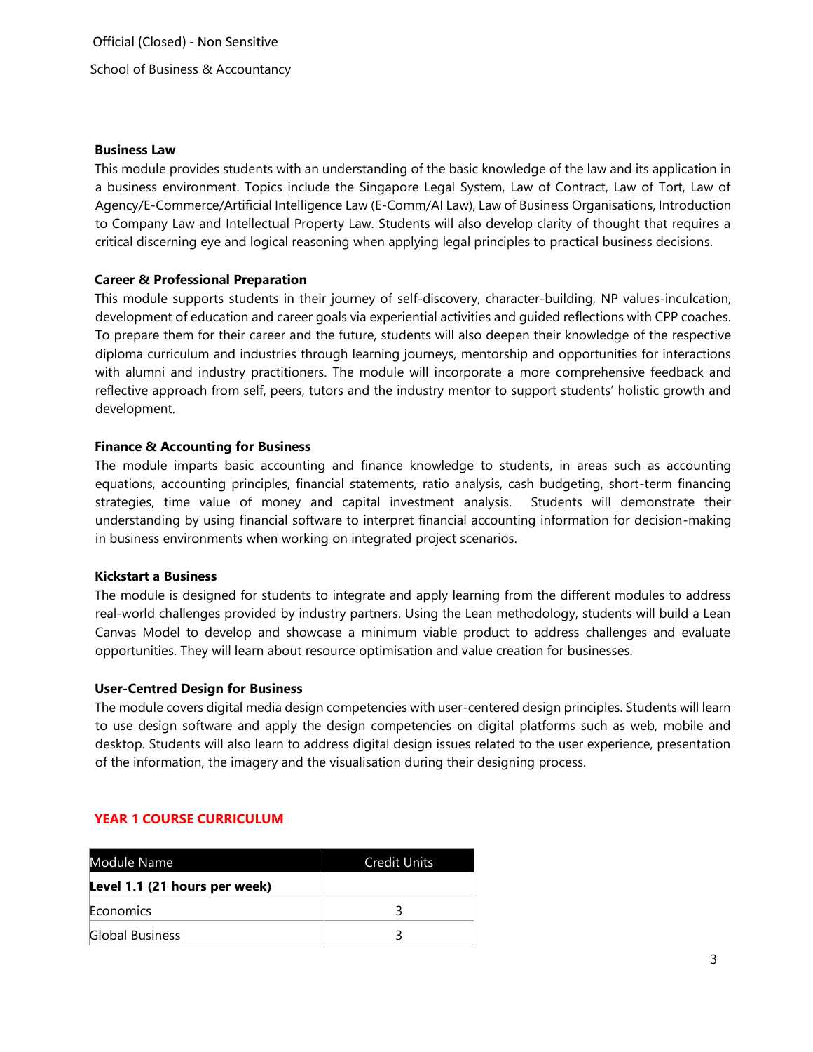### Business Law

This module provides students with an understanding of the basic knowledge of the law and its application in a business environment. Topics include the Singapore Legal System, Law of Contract, Law of Tort, Law of Agency/E-Commerce/Artificial Intelligence Law (E-Comm/AI Law), Law of Business Organisations, Introduction to Company Law and Intellectual Property Law. Students will also develop clarity of thought that requires a critical discerning eye and logical reasoning when applying legal principles to practical business decisions.

### Career & Professional Preparation

This module supports students in their journey of self-discovery, character-building, NP values-inculcation, development of education and career goals via experiential activities and guided reflections with CPP coaches. To prepare them for their career and the future, students will also deepen their knowledge of the respective diploma curriculum and industries through learning journeys, mentorship and opportunities for interactions with alumni and industry practitioners. The module will incorporate a more comprehensive feedback and reflective approach from self, peers, tutors and the industry mentor to support students' holistic growth and development.

### Finance & Accounting for Business

The module imparts basic accounting and finance knowledge to students, in areas such as accounting equations, accounting principles, financial statements, ratio analysis, cash budgeting, short-term financing strategies, time value of money and capital investment analysis. Students will demonstrate their understanding by using financial software to interpret financial accounting information for decision-making in business environments when working on integrated project scenarios.

### Kickstart a Business

The module is designed for students to integrate and apply learning from the different modules to address real-world challenges provided by industry partners. Using the Lean methodology, students will build a Lean Canvas Model to develop and showcase a minimum viable product to address challenges and evaluate opportunities. They will learn about resource optimisation and value creation for businesses.

### User-Centred Design for Business

The module covers digital media design competencies with user-centered design principles. Students will learn to use design software and apply the design competencies on digital platforms such as web, mobile and desktop. Students will also learn to address digital design issues related to the user experience, presentation of the information, the imagery and the visualisation during their designing process.

## YEAR 1 COURSE CURRICULUM

| Module Name | Credit Units |
| --- | --- |
| **Level 1.1 (21 hours per week)** | |
| Economics | 3 |
| Global Business | 3 |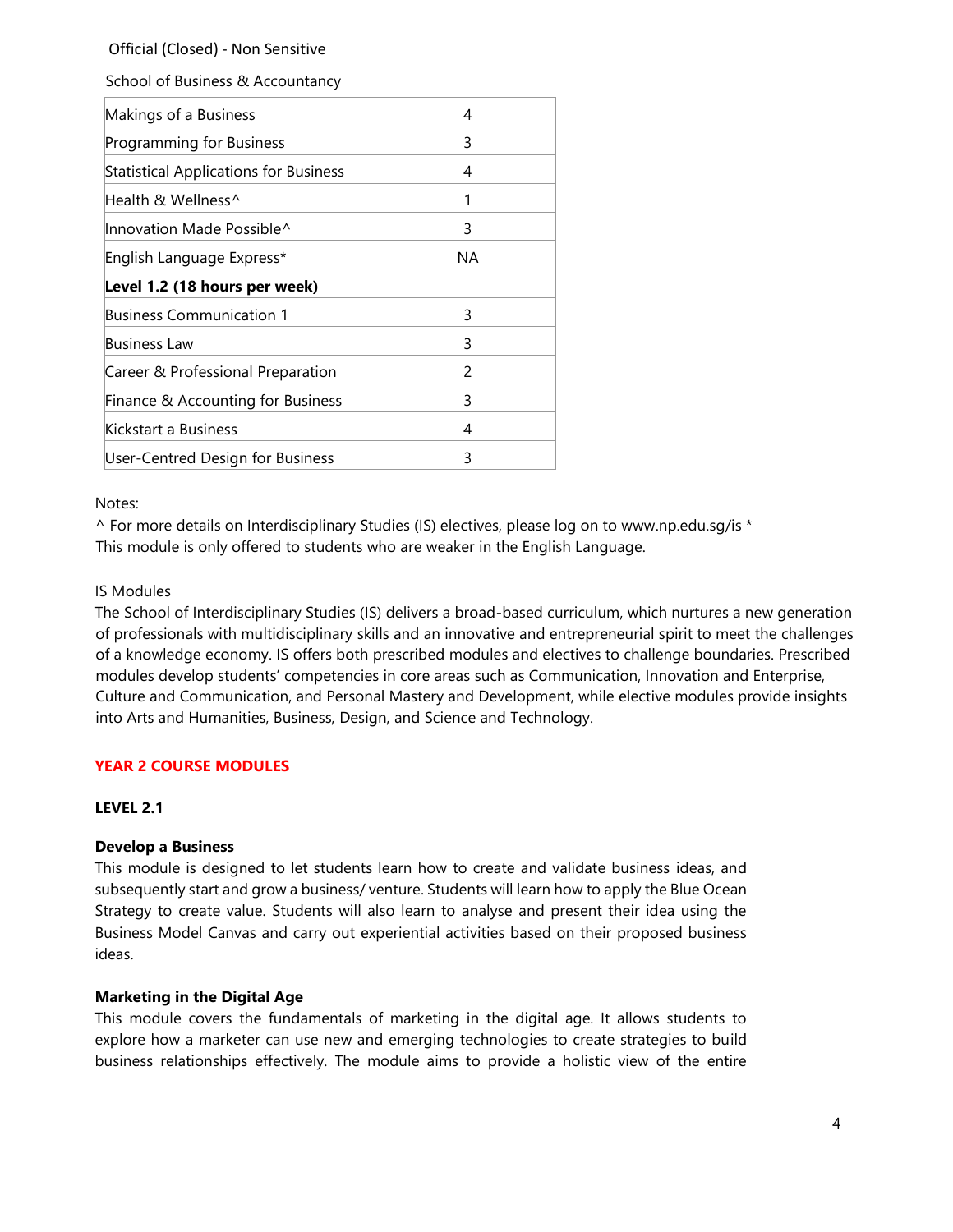Official (Closed) - Non Sensitive

School of Business & Accountancy

| | |
|---|---|
| Makings of a Business | 4 |
| Programming for Business | 3 |
| Statistical Applications for Business | 4 |
| Health & Wellness^ | 1 |
| Innovation Made Possible^ | 3 |
| English Language Express* | NA |
| **Level 1.2 (18 hours per week)** | |
| Business Communication 1 | 3 |
| Business Law | 3 |
| Career & Professional Preparation | 2 |
| Finance & Accounting for Business | 3 |
| Kickstart a Business | 4 |
| User-Centred Design for Business | 3 |

Notes:

^ For more details on Interdisciplinary Studies (IS) electives, please log on to www.np.edu.sg/is *
This module is only offered to students who are weaker in the English Language.

IS Modules

The School of Interdisciplinary Studies (IS) delivers a broad-based curriculum, which nurtures a new generation of professionals with multidisciplinary skills and an innovative and entrepreneurial spirit to meet the challenges of a knowledge economy. IS offers both prescribed modules and electives to challenge boundaries. Prescribed modules develop students' competencies in core areas such as Communication, Innovation and Enterprise, Culture and Communication, and Personal Mastery and Development, while elective modules provide insights into Arts and Humanities, Business, Design, and Science and Technology.

## YEAR 2 COURSE MODULES

### LEVEL 2.1

**Develop a Business**

This module is designed to let students learn how to create and validate business ideas, and subsequently start and grow a business/ venture. Students will learn how to apply the Blue Ocean Strategy to create value. Students will also learn to analyse and present their idea using the Business Model Canvas and carry out experiential activities based on their proposed business ideas.

**Marketing in the Digital Age**

This module covers the fundamentals of marketing in the digital age. It allows students to explore how a marketer can use new and emerging technologies to create strategies to build business relationships effectively. The module aims to provide a holistic view of the entire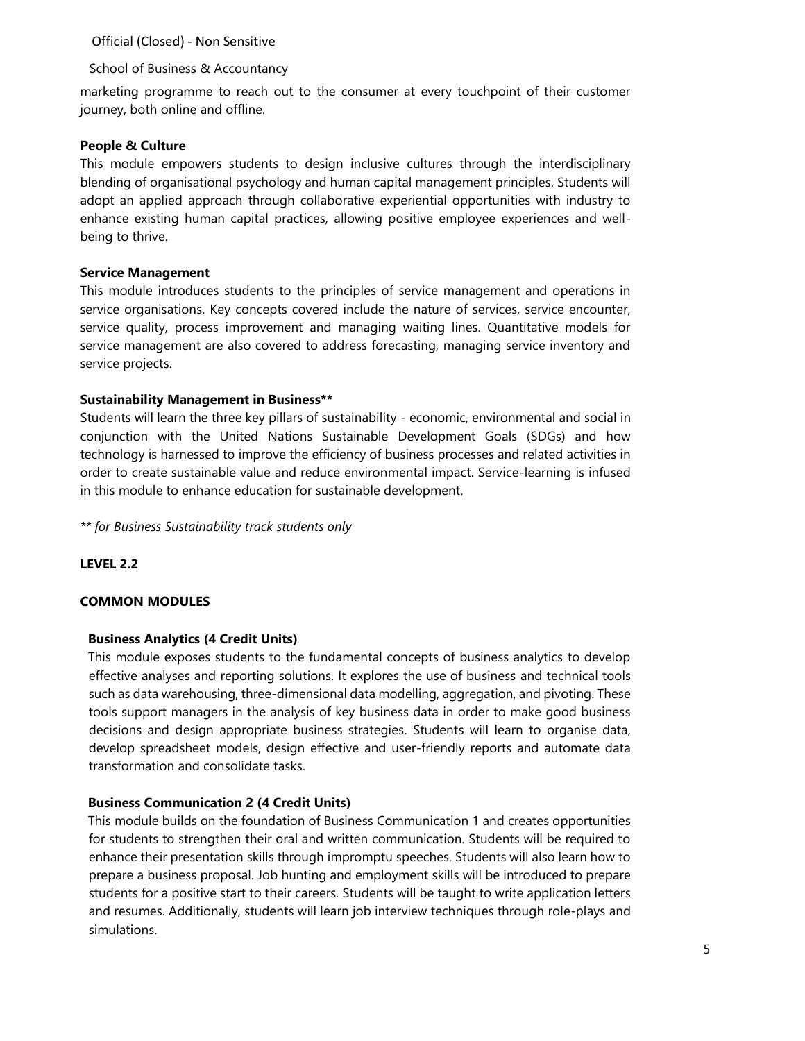marketing programme to reach out to the consumer at every touchpoint of their customer journey, both online and offline.

**People & Culture**

This module empowers students to design inclusive cultures through the interdisciplinary blending of organisational psychology and human capital management principles. Students will adopt an applied approach through collaborative experiential opportunities with industry to enhance existing human capital practices, allowing positive employee experiences and well-being to thrive.

**Service Management**

This module introduces students to the principles of service management and operations in service organisations. Key concepts covered include the nature of services, service encounter, service quality, process improvement and managing waiting lines. Quantitative models for service management are also covered to address forecasting, managing service inventory and service projects.

**Sustainability Management in Business****

Students will learn the three key pillars of sustainability - economic, environmental and social in conjunction with the United Nations Sustainable Development Goals (SDGs) and how technology is harnessed to improve the efficiency of business processes and related activities in order to create sustainable value and reduce environmental impact. Service-learning is infused in this module to enhance education for sustainable development.

*** for Business Sustainability track students only*

## LEVEL 2.2

### COMMON MODULES

**Business Analytics (4 Credit Units)**

This module exposes students to the fundamental concepts of business analytics to develop effective analyses and reporting solutions. It explores the use of business and technical tools such as data warehousing, three-dimensional data modelling, aggregation, and pivoting. These tools support managers in the analysis of key business data in order to make good business decisions and design appropriate business strategies. Students will learn to organise data, develop spreadsheet models, design effective and user-friendly reports and automate data transformation and consolidate tasks.

**Business Communication 2 (4 Credit Units)**

This module builds on the foundation of Business Communication 1 and creates opportunities for students to strengthen their oral and written communication. Students will be required to enhance their presentation skills through impromptu speeches. Students will also learn how to prepare a business proposal. Job hunting and employment skills will be introduced to prepare students for a positive start to their careers. Students will be taught to write application letters and resumes. Additionally, students will learn job interview techniques through role-plays and simulations.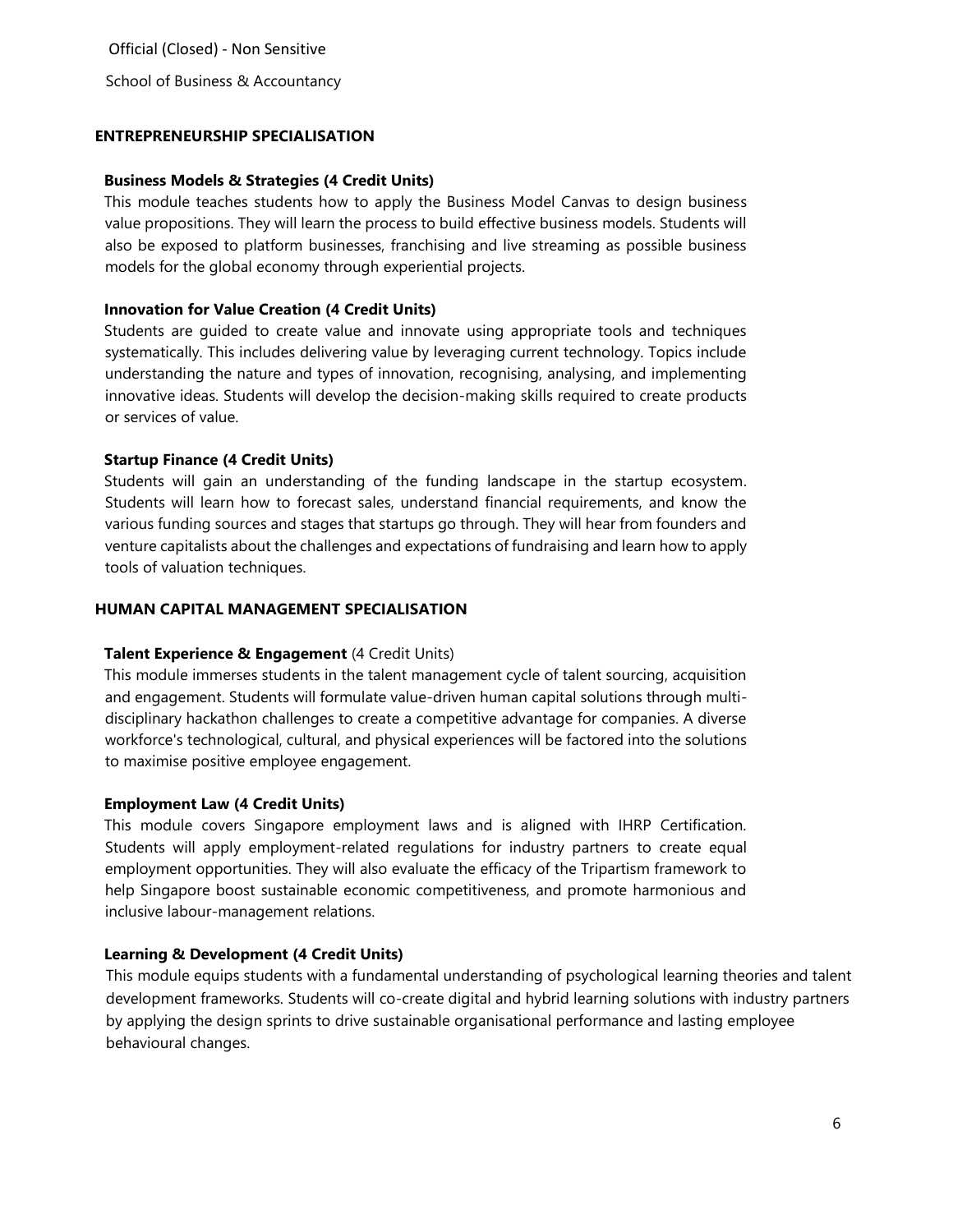## ENTREPRENEURSHIP SPECIALISATION

### Business Models & Strategies (4 Credit Units)

This module teaches students how to apply the Business Model Canvas to design business value propositions. They will learn the process to build effective business models. Students will also be exposed to platform businesses, franchising and live streaming as possible business models for the global economy through experiential projects.

### Innovation for Value Creation (4 Credit Units)

Students are guided to create value and innovate using appropriate tools and techniques systematically. This includes delivering value by leveraging current technology. Topics include understanding the nature and types of innovation, recognising, analysing, and implementing innovative ideas. Students will develop the decision-making skills required to create products or services of value.

### Startup Finance (4 Credit Units)

Students will gain an understanding of the funding landscape in the startup ecosystem. Students will learn how to forecast sales, understand financial requirements, and know the various funding sources and stages that startups go through. They will hear from founders and venture capitalists about the challenges and expectations of fundraising and learn how to apply tools of valuation techniques.

## HUMAN CAPITAL MANAGEMENT SPECIALISATION

### Talent Experience & Engagement (4 Credit Units)

This module immerses students in the talent management cycle of talent sourcing, acquisition and engagement. Students will formulate value-driven human capital solutions through multi-disciplinary hackathon challenges to create a competitive advantage for companies. A diverse workforce's technological, cultural, and physical experiences will be factored into the solutions to maximise positive employee engagement.

### Employment Law (4 Credit Units)

This module covers Singapore employment laws and is aligned with IHRP Certification. Students will apply employment-related regulations for industry partners to create equal employment opportunities. They will also evaluate the efficacy of the Tripartism framework to help Singapore boost sustainable economic competitiveness, and promote harmonious and inclusive labour-management relations.

### Learning & Development (4 Credit Units)

This module equips students with a fundamental understanding of psychological learning theories and talent development frameworks. Students will co-create digital and hybrid learning solutions with industry partners by applying the design sprints to drive sustainable organisational performance and lasting employee behavioural changes.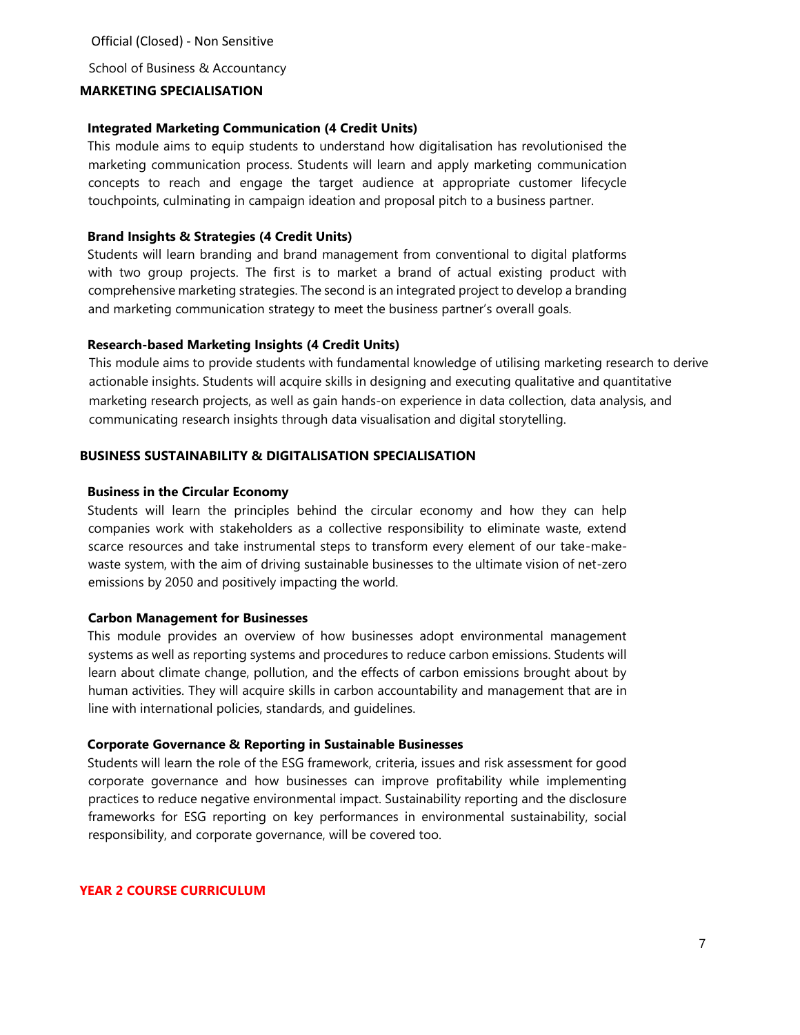## MARKETING SPECIALISATION

### Integrated Marketing Communication (4 Credit Units)

This module aims to equip students to understand how digitalisation has revolutionised the marketing communication process. Students will learn and apply marketing communication concepts to reach and engage the target audience at appropriate customer lifecycle touchpoints, culminating in campaign ideation and proposal pitch to a business partner.

### Brand Insights & Strategies (4 Credit Units)

Students will learn branding and brand management from conventional to digital platforms with two group projects. The first is to market a brand of actual existing product with comprehensive marketing strategies. The second is an integrated project to develop a branding and marketing communication strategy to meet the business partner's overall goals.

### Research-based Marketing Insights (4 Credit Units)

This module aims to provide students with fundamental knowledge of utilising marketing research to derive actionable insights. Students will acquire skills in designing and executing qualitative and quantitative marketing research projects, as well as gain hands-on experience in data collection, data analysis, and communicating research insights through data visualisation and digital storytelling.

## BUSINESS SUSTAINABILITY & DIGITALISATION SPECIALISATION

### Business in the Circular Economy

Students will learn the principles behind the circular economy and how they can help companies work with stakeholders as a collective responsibility to eliminate waste, extend scarce resources and take instrumental steps to transform every element of our take-make-waste system, with the aim of driving sustainable businesses to the ultimate vision of net-zero emissions by 2050 and positively impacting the world.

### Carbon Management for Businesses

This module provides an overview of how businesses adopt environmental management systems as well as reporting systems and procedures to reduce carbon emissions. Students will learn about climate change, pollution, and the effects of carbon emissions brought about by human activities. They will acquire skills in carbon accountability and management that are in line with international policies, standards, and guidelines.

### Corporate Governance & Reporting in Sustainable Businesses

Students will learn the role of the ESG framework, criteria, issues and risk assessment for good corporate governance and how businesses can improve profitability while implementing practices to reduce negative environmental impact. Sustainability reporting and the disclosure frameworks for ESG reporting on key performances in environmental sustainability, social responsibility, and corporate governance, will be covered too.

## YEAR 2 COURSE CURRICULUM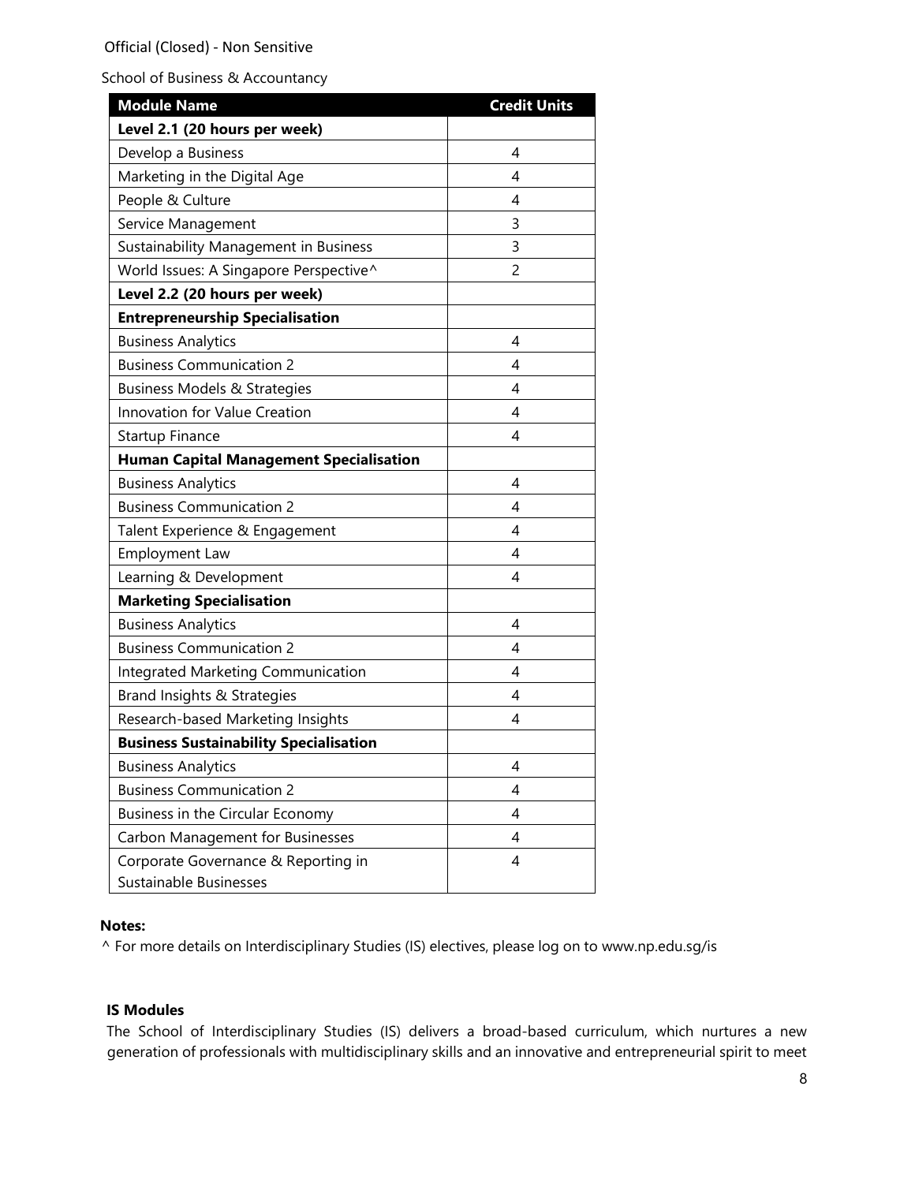Official (Closed) - Non Sensitive

School of Business & Accountancy

| **Module Name** | **Credit Units** |
|---|---|
| **Level 2.1 (20 hours per week)** | |
| Develop a Business | 4 |
| Marketing in the Digital Age | 4 |
| People & Culture | 4 |
| Service Management | 3 |
| Sustainability Management in Business | 3 |
| World Issues: A Singapore Perspective^ | 2 |
| **Level 2.2 (20 hours per week)** | |
| **Entrepreneurship Specialisation** | |
| Business Analytics | 4 |
| Business Communication 2 | 4 |
| Business Models & Strategies | 4 |
| Innovation for Value Creation | 4 |
| Startup Finance | 4 |
| **Human Capital Management Specialisation** | |
| Business Analytics | 4 |
| Business Communication 2 | 4 |
| Talent Experience & Engagement | 4 |
| Employment Law | 4 |
| Learning & Development | 4 |
| **Marketing Specialisation** | |
| Business Analytics | 4 |
| Business Communication 2 | 4 |
| Integrated Marketing Communication | 4 |
| Brand Insights & Strategies | 4 |
| Research-based Marketing Insights | 4 |
| **Business Sustainability Specialisation** | |
| Business Analytics | 4 |
| Business Communication 2 | 4 |
| Business in the Circular Economy | 4 |
| Carbon Management for Businesses | 4 |
| Corporate Governance & Reporting in Sustainable Businesses | 4 |

**Notes:**

^ For more details on Interdisciplinary Studies (IS) electives, please log on to www.np.edu.sg/is

**IS Modules**

The School of Interdisciplinary Studies (IS) delivers a broad-based curriculum, which nurtures a new generation of professionals with multidisciplinary skills and an innovative and entrepreneurial spirit to meet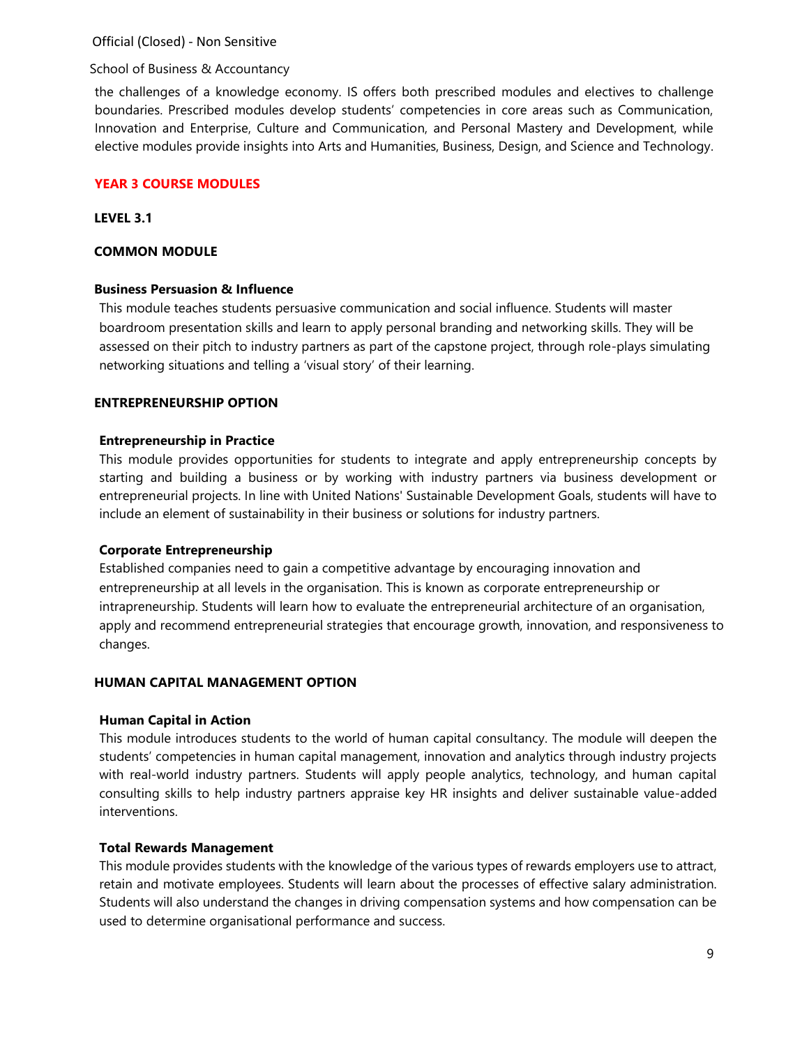the challenges of a knowledge economy. IS offers both prescribed modules and electives to challenge boundaries. Prescribed modules develop students' competencies in core areas such as Communication, Innovation and Enterprise, Culture and Communication, and Personal Mastery and Development, while elective modules provide insights into Arts and Humanities, Business, Design, and Science and Technology.

## YEAR 3 COURSE MODULES

### LEVEL 3.1

### COMMON MODULE

**Business Persuasion & Influence**

This module teaches students persuasive communication and social influence. Students will master boardroom presentation skills and learn to apply personal branding and networking skills. They will be assessed on their pitch to industry partners as part of the capstone project, through role-plays simulating networking situations and telling a 'visual story' of their learning.

### ENTREPRENEURSHIP OPTION

**Entrepreneurship in Practice**

This module provides opportunities for students to integrate and apply entrepreneurship concepts by starting and building a business or by working with industry partners via business development or entrepreneurial projects. In line with United Nations' Sustainable Development Goals, students will have to include an element of sustainability in their business or solutions for industry partners.

**Corporate Entrepreneurship**

Established companies need to gain a competitive advantage by encouraging innovation and entrepreneurship at all levels in the organisation. This is known as corporate entrepreneurship or intrapreneurship. Students will learn how to evaluate the entrepreneurial architecture of an organisation, apply and recommend entrepreneurial strategies that encourage growth, innovation, and responsiveness to changes.

### HUMAN CAPITAL MANAGEMENT OPTION

**Human Capital in Action**

This module introduces students to the world of human capital consultancy. The module will deepen the students' competencies in human capital management, innovation and analytics through industry projects with real-world industry partners. Students will apply people analytics, technology, and human capital consulting skills to help industry partners appraise key HR insights and deliver sustainable value-added interventions.

**Total Rewards Management**

This module provides students with the knowledge of the various types of rewards employers use to attract, retain and motivate employees. Students will learn about the processes of effective salary administration. Students will also understand the changes in driving compensation systems and how compensation can be used to determine organisational performance and success.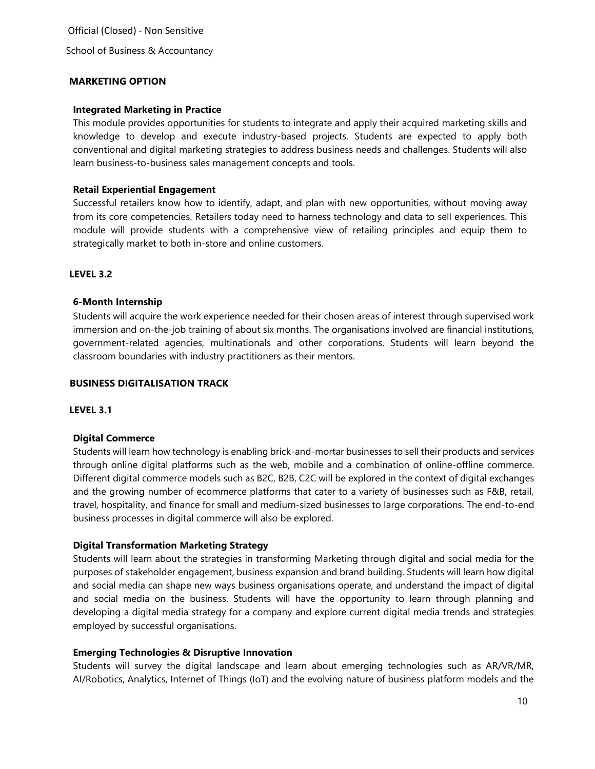## MARKETING OPTION

### Integrated Marketing in Practice

This module provides opportunities for students to integrate and apply their acquired marketing skills and knowledge to develop and execute industry-based projects. Students are expected to apply both conventional and digital marketing strategies to address business needs and challenges. Students will also learn business-to-business sales management concepts and tools.

### Retail Experiential Engagement

Successful retailers know how to identify, adapt, and plan with new opportunities, without moving away from its core competencies. Retailers today need to harness technology and data to sell experiences. This module will provide students with a comprehensive view of retailing principles and equip them to strategically market to both in-store and online customers.

## LEVEL 3.2

### 6-Month Internship

Students will acquire the work experience needed for their chosen areas of interest through supervised work immersion and on-the-job training of about six months. The organisations involved are financial institutions, government-related agencies, multinationals and other corporations. Students will learn beyond the classroom boundaries with industry practitioners as their mentors.

## BUSINESS DIGITALISATION TRACK

## LEVEL 3.1

### Digital Commerce

Students will learn how technology is enabling brick-and-mortar businesses to sell their products and services through online digital platforms such as the web, mobile and a combination of online-offline commerce. Different digital commerce models such as B2C, B2B, C2C will be explored in the context of digital exchanges and the growing number of ecommerce platforms that cater to a variety of businesses such as F&B, retail, travel, hospitality, and finance for small and medium-sized businesses to large corporations. The end-to-end business processes in digital commerce will also be explored.

### Digital Transformation Marketing Strategy

Students will learn about the strategies in transforming Marketing through digital and social media for the purposes of stakeholder engagement, business expansion and brand building. Students will learn how digital and social media can shape new ways business organisations operate, and understand the impact of digital and social media on the business. Students will have the opportunity to learn through planning and developing a digital media strategy for a company and explore current digital media trends and strategies employed by successful organisations.

### Emerging Technologies & Disruptive Innovation

Students will survey the digital landscape and learn about emerging technologies such as AR/VR/MR, AI/Robotics, Analytics, Internet of Things (IoT) and the evolving nature of business platform models and the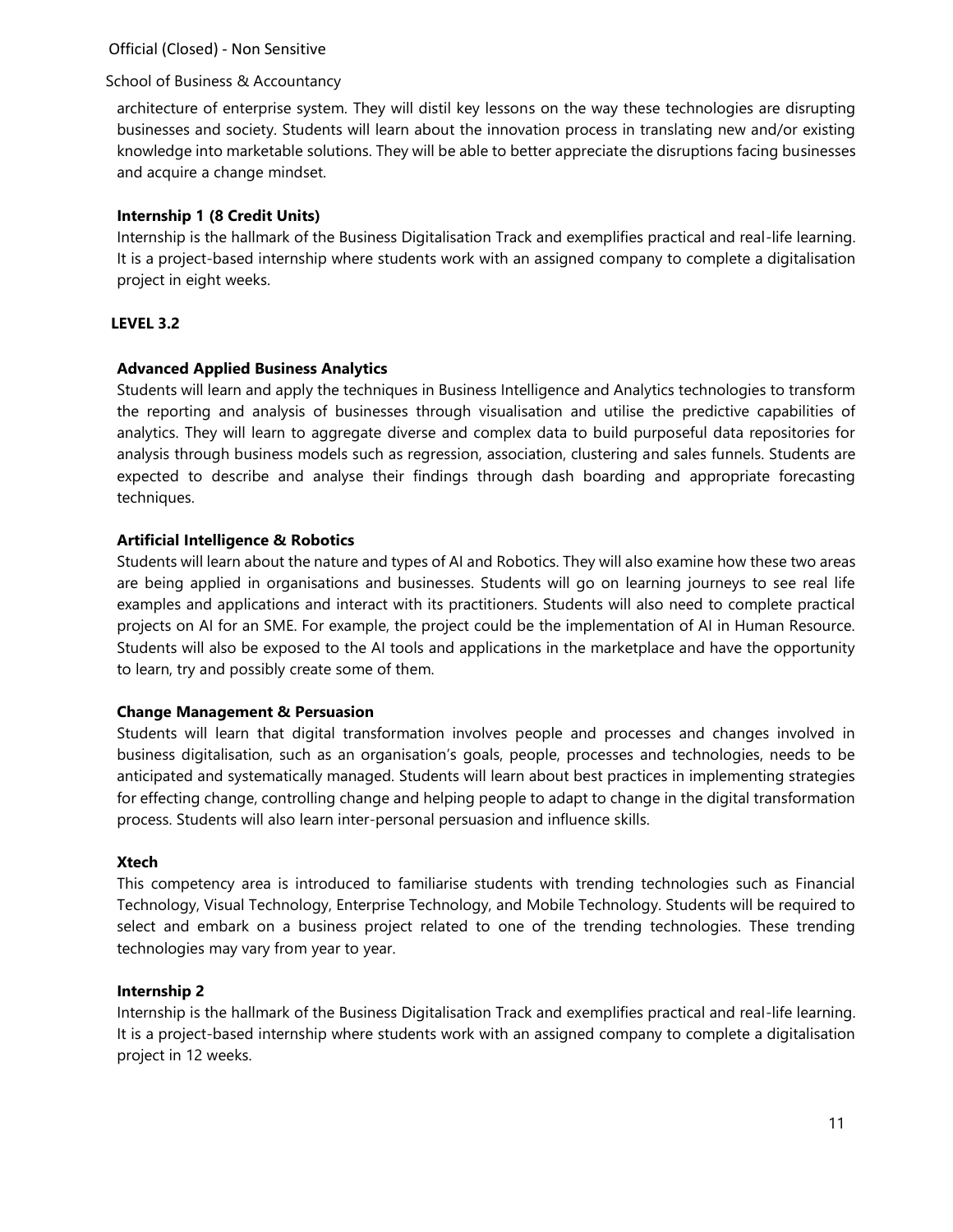architecture of enterprise system. They will distil key lessons on the way these technologies are disrupting businesses and society. Students will learn about the innovation process in translating new and/or existing knowledge into marketable solutions. They will be able to better appreciate the disruptions facing businesses and acquire a change mindset.

**Internship 1 (8 Credit Units)**

Internship is the hallmark of the Business Digitalisation Track and exemplifies practical and real-life learning. It is a project-based internship where students work with an assigned company to complete a digitalisation project in eight weeks.

**LEVEL 3.2**

**Advanced Applied Business Analytics**

Students will learn and apply the techniques in Business Intelligence and Analytics technologies to transform the reporting and analysis of businesses through visualisation and utilise the predictive capabilities of analytics. They will learn to aggregate diverse and complex data to build purposeful data repositories for analysis through business models such as regression, association, clustering and sales funnels. Students are expected to describe and analyse their findings through dash boarding and appropriate forecasting techniques.

**Artificial Intelligence & Robotics**

Students will learn about the nature and types of AI and Robotics. They will also examine how these two areas are being applied in organisations and businesses. Students will go on learning journeys to see real life examples and applications and interact with its practitioners. Students will also need to complete practical projects on AI for an SME. For example, the project could be the implementation of AI in Human Resource. Students will also be exposed to the AI tools and applications in the marketplace and have the opportunity to learn, try and possibly create some of them.

**Change Management & Persuasion**

Students will learn that digital transformation involves people and processes and changes involved in business digitalisation, such as an organisation's goals, people, processes and technologies, needs to be anticipated and systematically managed. Students will learn about best practices in implementing strategies for effecting change, controlling change and helping people to adapt to change in the digital transformation process. Students will also learn inter-personal persuasion and influence skills.

**Xtech**

This competency area is introduced to familiarise students with trending technologies such as Financial Technology, Visual Technology, Enterprise Technology, and Mobile Technology. Students will be required to select and embark on a business project related to one of the trending technologies. These trending technologies may vary from year to year.

**Internship 2**

Internship is the hallmark of the Business Digitalisation Track and exemplifies practical and real-life learning. It is a project-based internship where students work with an assigned company to complete a digitalisation project in 12 weeks.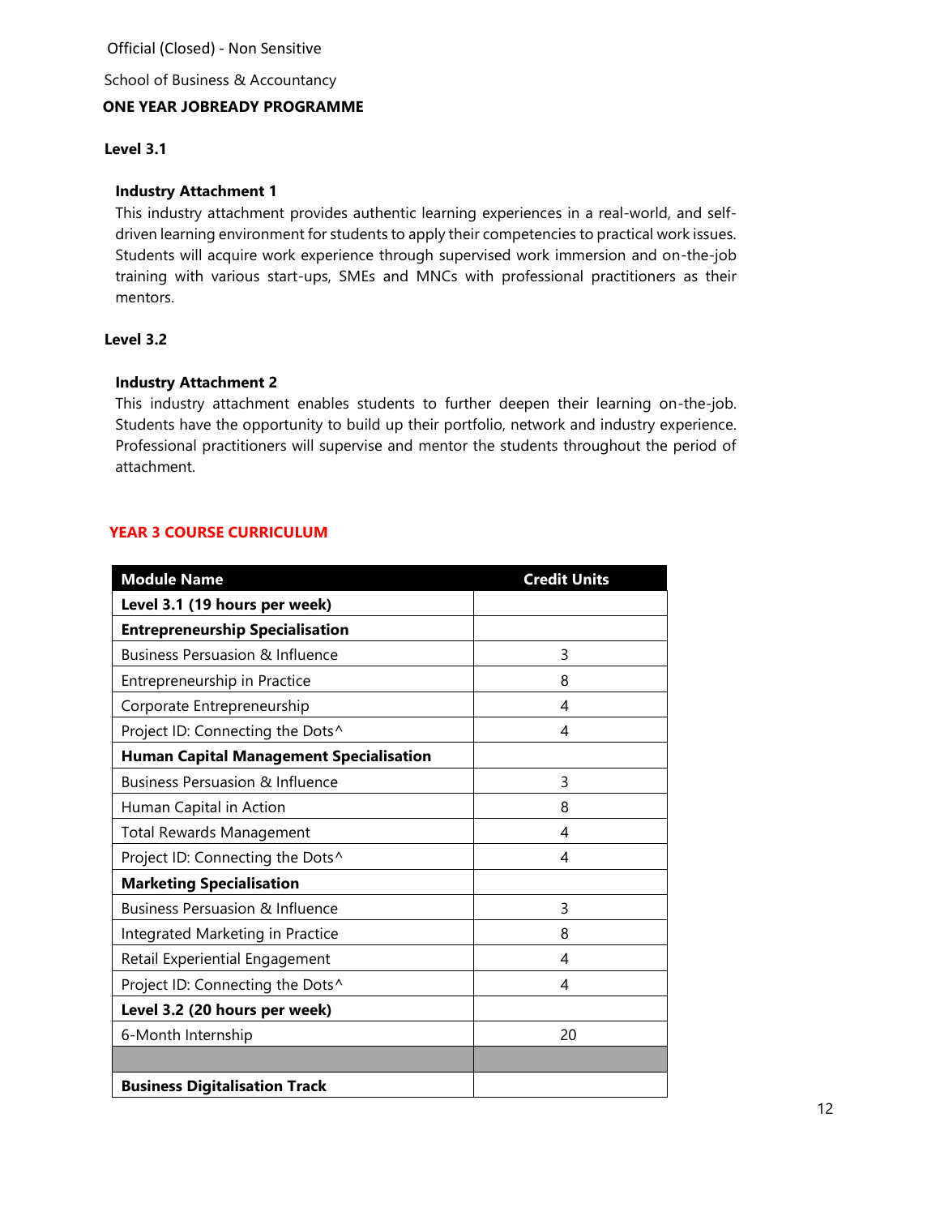Official (Closed) - Non Sensitive

School of Business & Accountancy

**ONE YEAR JOBREADY PROGRAMME**

**Level 3.1**

**Industry Attachment 1**

This industry attachment provides authentic learning experiences in a real-world, and self-driven learning environment for students to apply their competencies to practical work issues. Students will acquire work experience through supervised work immersion and on-the-job training with various start-ups, SMEs and MNCs with professional practitioners as their mentors.

**Level 3.2**

**Industry Attachment 2**

This industry attachment enables students to further deepen their learning on-the-job. Students have the opportunity to build up their portfolio, network and industry experience. Professional practitioners will supervise and mentor the students throughout the period of attachment.

## YEAR 3 COURSE CURRICULUM

| Module Name | Credit Units |
|---|---|
| **Level 3.1 (19 hours per week)** | |
| **Entrepreneurship Specialisation** | |
| Business Persuasion & Influence | 3 |
| Entrepreneurship in Practice | 8 |
| Corporate Entrepreneurship | 4 |
| Project ID: Connecting the Dots^ | 4 |
| **Human Capital Management Specialisation** | |
| Business Persuasion & Influence | 3 |
| Human Capital in Action | 8 |
| Total Rewards Management | 4 |
| Project ID: Connecting the Dots^ | 4 |
| **Marketing Specialisation** | |
| Business Persuasion & Influence | 3 |
| Integrated Marketing in Practice | 8 |
| Retail Experiential Engagement | 4 |
| Project ID: Connecting the Dots^ | 4 |
| **Level 3.2 (20 hours per week)** | |
| 6-Month Internship | 20 |
| | |
| **Business Digitalisation Track** | |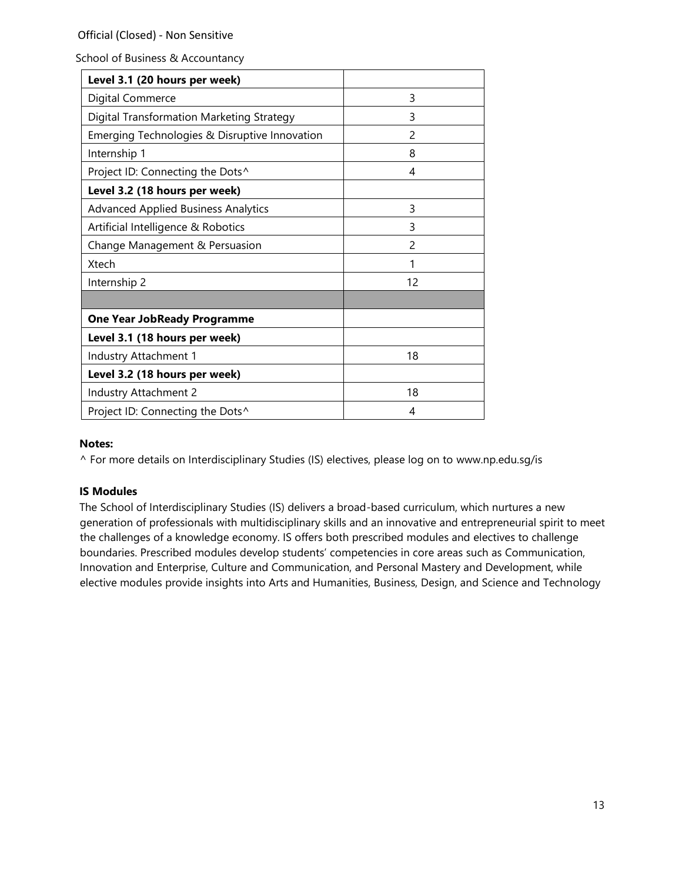Official (Closed) - Non Sensitive

School of Business & Accountancy

| | |
|---|---|
| **Level 3.1 (20 hours per week)** | |
| Digital Commerce | 3 |
| Digital Transformation Marketing Strategy | 3 |
| Emerging Technologies & Disruptive Innovation | 2 |
| Internship 1 | 8 |
| Project ID: Connecting the Dots^ | 4 |
| **Level 3.2 (18 hours per week)** | |
| Advanced Applied Business Analytics | 3 |
| Artificial Intelligence & Robotics | 3 |
| Change Management & Persuasion | 2 |
| Xtech | 1 |
| Internship 2 | 12 |
| | |
| **One Year JobReady Programme** | |
| **Level 3.1 (18 hours per week)** | |
| Industry Attachment 1 | 18 |
| **Level 3.2 (18 hours per week)** | |
| Industry Attachment 2 | 18 |
| Project ID: Connecting the Dots^ | 4 |

**Notes:**

^ For more details on Interdisciplinary Studies (IS) electives, please log on to www.np.edu.sg/is

**IS Modules**

The School of Interdisciplinary Studies (IS) delivers a broad-based curriculum, which nurtures a new generation of professionals with multidisciplinary skills and an innovative and entrepreneurial spirit to meet the challenges of a knowledge economy. IS offers both prescribed modules and electives to challenge boundaries. Prescribed modules develop students' competencies in core areas such as Communication, Innovation and Enterprise, Culture and Communication, and Personal Mastery and Development, while elective modules provide insights into Arts and Humanities, Business, Design, and Science and Technology